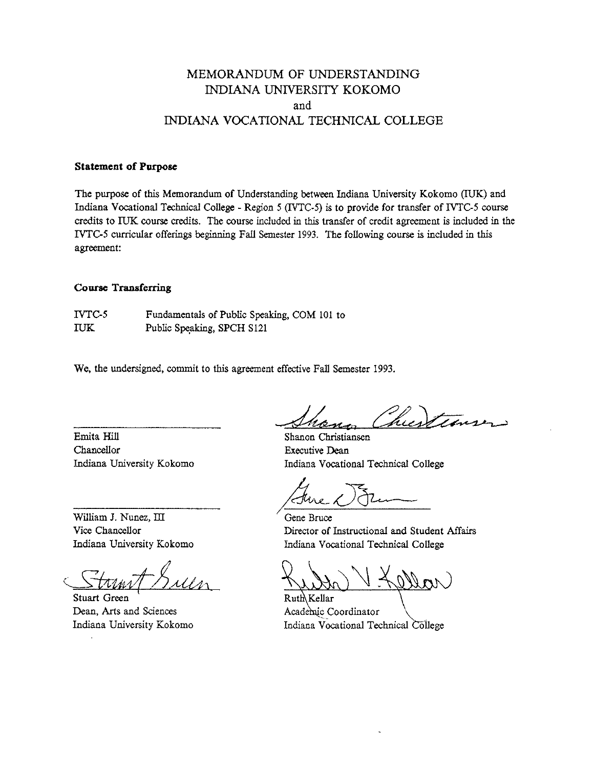# MEMORANDUM OF UNDERSTANDING
# INDIANA UNIVERSITY KOKOMO
# and
# INDIANA VOCATIONAL TECHNICAL COLLEGE

**Statement of Purpose**

The purpose of this Memorandum of Understanding between Indiana University Kokomo (IUK) and Indiana Vocational Technical College - Region 5 (IVTC-5) is to provide for transfer of IVTC-5 course credits to IUK course credits. The course included in this transfer of credit agreement is included in the IVTC-5 curricular offerings beginning Fall Semester 1993. The following course is included in this agreement:

**Course Transferring**

| | |
|---|---|
| IVTC-5 | Fundamentals of Public Speaking, COM 101 to |
| IUK | Public Speaking, SPCH S121 |

We, the undersigned, commit to this agreement effective Fall Semester 1993.

Emita Hill
Chancellor
Indiana University Kokomo

William J. Nunez, III
Vice Chancellor
Indiana University Kokomo

Stuart Green
Dean, Arts and Sciences
Indiana University Kokomo

Shanon Christiansen
Executive Dean
Indiana Vocational Technical College

Gene Bruce
Director of Instructional and Student Affairs
Indiana Vocational Technical College

Ruth Kellar
Academic Coordinator
Indiana Vocational Technical College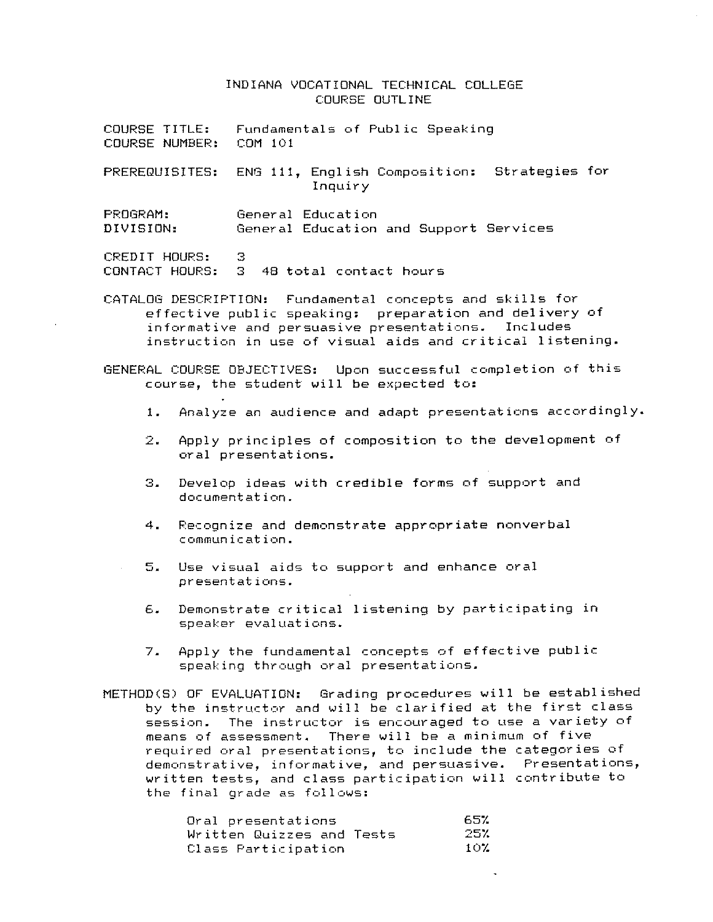# INDIANA VOCATIONAL TECHNICAL COLLEGE
## COURSE OUTLINE

COURSE TITLE: Fundamentals of Public Speaking
COURSE NUMBER: COM 101

PREREQUISITES: ENG 111, English Composition: Strategies for Inquiry

PROGRAM: General Education
DIVISION: General Education and Support Services

CREDIT HOURS: 3
CONTACT HOURS: 3 48 total contact hours

CATALOG DESCRIPTION: Fundamental concepts and skills for effective public speaking: preparation and delivery of informative and persuasive presentations. Includes instruction in use of visual aids and critical listening.

GENERAL COURSE OBJECTIVES: Upon successful completion of this course, the student will be expected to:

1. Analyze an audience and adapt presentations accordingly.
2. Apply principles of composition to the development of oral presentations.
3. Develop ideas with credible forms of support and documentation.
4. Recognize and demonstrate appropriate nonverbal communication.
5. Use visual aids to support and enhance oral presentations.
6. Demonstrate critical listening by participating in speaker evaluations.
7. Apply the fundamental concepts of effective public speaking through oral presentations.

METHOD(S) OF EVALUATION: Grading procedures will be established by the instructor and will be clarified at the first class session. The instructor is encouraged to use a variety of means of assessment. There will be a minimum of five required oral presentations, to include the categories of demonstrative, informative, and persuasive. Presentations, written tests, and class participation will contribute to the final grade as follows:

| | |
|---|---|
| Oral presentations | 65% |
| Written Quizzes and Tests | 25% |
| Class Participation | 10% |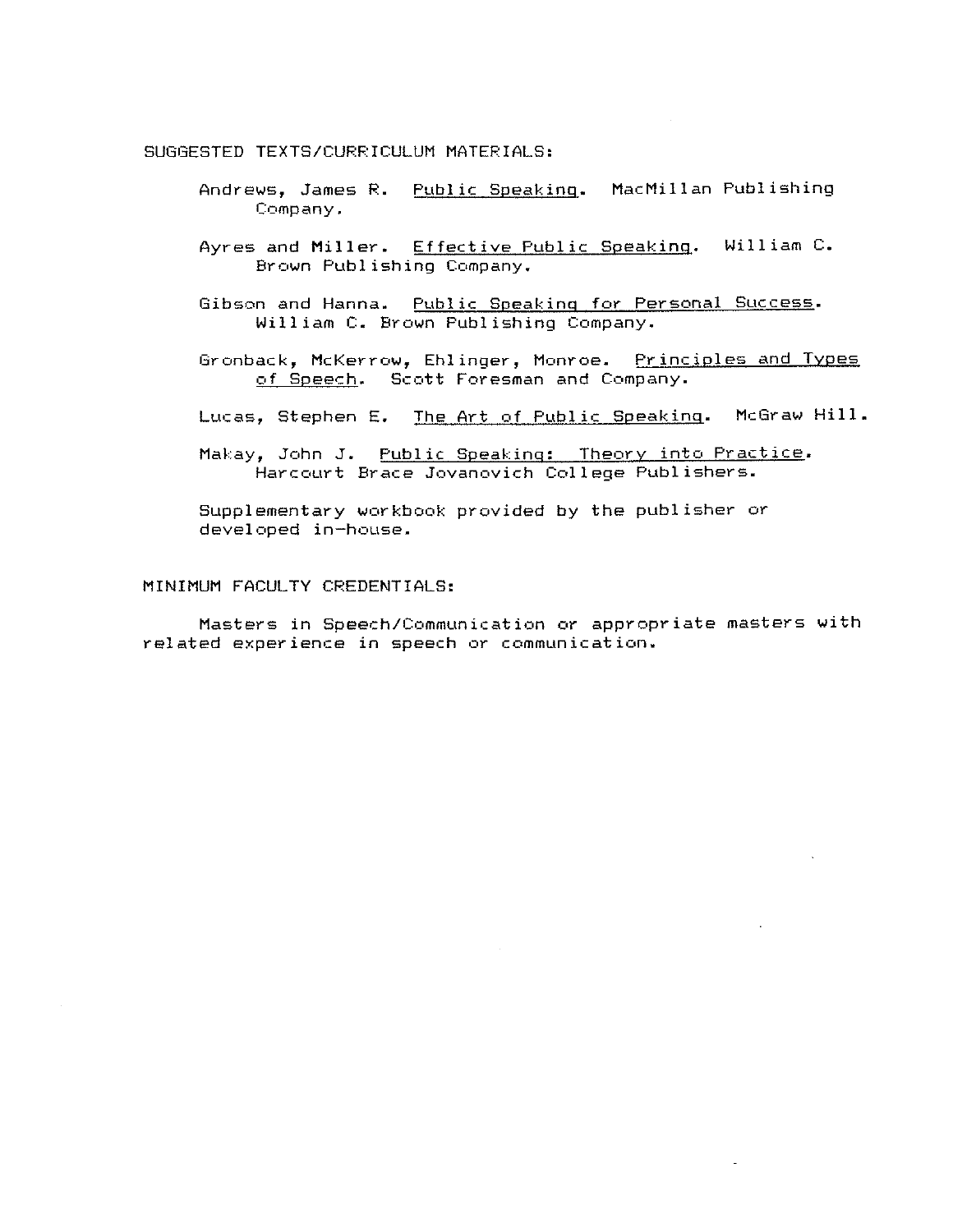SUGGESTED TEXTS/CURRICULUM MATERIALS:

Andrews, James R. Public Speaking. MacMillan Publishing Company.

Ayres and Miller. Effective Public Speaking. William C. Brown Publishing Company.

Gibson and Hanna. Public Speaking for Personal Success. William C. Brown Publishing Company.

Gronback, McKerrow, Ehlinger, Monroe. Principles and Types of Speech. Scott Foresman and Company.

Lucas, Stephen E. The Art of Public Speaking. McGraw Hill.

Makay, John J. Public Speaking: Theory into Practice. Harcourt Brace Jovanovich College Publishers.

Supplementary workbook provided by the publisher or developed in-house.

MINIMUM FACULTY CREDENTIALS:

Masters in Speech/Communication or appropriate masters with related experience in speech or communication.